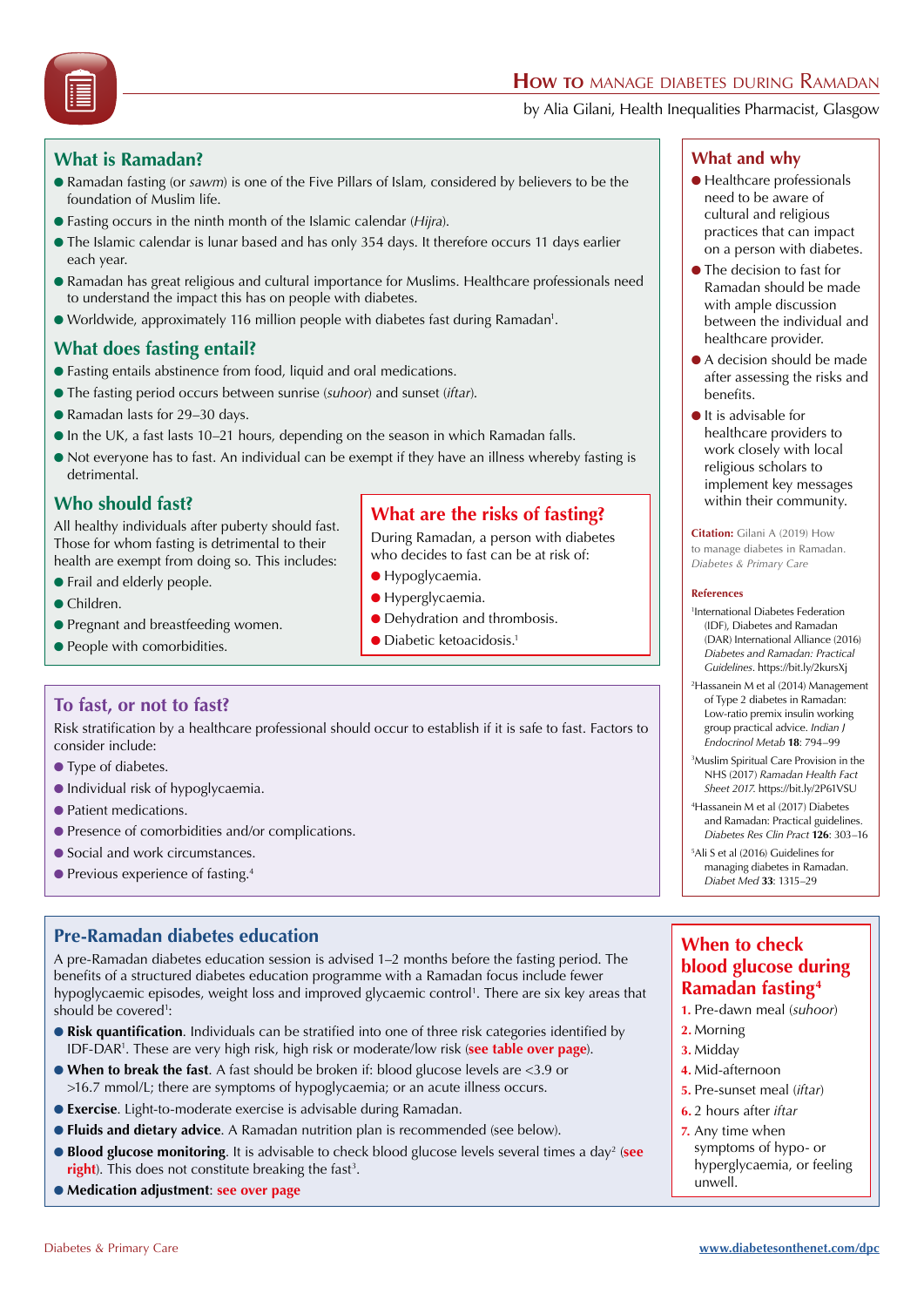# How to manage diabetes during Ramadan

by Alia Gilani, Health Inequalities Pharmacist, Glasgow

## What is Ramadan?

- Ramadan fasting (or *sawm*) is one of the Five Pillars of Islam, considered by believers to be the foundation of Muslim life.
- Fasting occurs in the ninth month of the Islamic calendar (*Hijra*).
- The Islamic calendar is lunar based and has only 354 days. It therefore occurs 11 days earlier each year.
- Ramadan has great religious and cultural importance for Muslims. Healthcare professionals need to understand the impact this has on people with diabetes.
- Worldwide, approximately 116 million people with diabetes fast during Ramadan[1].

## What does fasting entail?

- Fasting entails abstinence from food, liquid and oral medications.
- The fasting period occurs between sunrise (*suhoor*) and sunset (*iftar*).
- Ramadan lasts for 29–30 days.
- In the UK, a fast lasts 10–21 hours, depending on the season in which Ramadan falls.
- Not everyone has to fast. An individual can be exempt if they have an illness whereby fasting is detrimental.

## Who should fast?

All healthy individuals after puberty should fast. Those for whom fasting is detrimental to their health are exempt from doing so. This includes:

- Frail and elderly people.
- Children.
- Pregnant and breastfeeding women.
- People with comorbidities.

## What are the risks of fasting?

During Ramadan, a person with diabetes who decides to fast can be at risk of:

- Hypoglycaemia.
- Hyperglycaemia.
- Dehydration and thrombosis.
- Diabetic ketoacidosis.[1]

## To fast, or not to fast?

Risk stratification by a healthcare professional should occur to establish if it is safe to fast. Factors to consider include:

- Type of diabetes.
- Individual risk of hypoglycaemia.
- Patient medications.
- Presence of comorbidities and/or complications.
- Social and work circumstances.
- Previous experience of fasting.[4]

## What and why

- Healthcare professionals need to be aware of cultural and religious practices that can impact on a person with diabetes.
- The decision to fast for Ramadan should be made with ample discussion between the individual and healthcare provider.
- A decision should be made after assessing the risks and benefits.
- It is advisable for healthcare providers to work closely with local religious scholars to implement key messages within their community.

**Citation:** Gilani A (2019) How to manage diabetes in Ramadan. *Diabetes & Primary Care*

**References**

[1]International Diabetes Federation (IDF), Diabetes and Ramadan (DAR) International Alliance (2016) *Diabetes and Ramadan: Practical Guidelines*. https://bit.ly/2kursXj

[2]Hassanein M et al (2014) Management of Type 2 diabetes in Ramadan: Low-ratio premix insulin working group practical advice. *Indian J Endocrinol Metab* **18**: 794–99

[3]Muslim Spiritual Care Provision in the NHS (2017) *Ramadan Health Fact Sheet 2017*. https://bit.ly/2P61VSU

[4]Hassanein M et al (2017) Diabetes and Ramadan: Practical guidelines. *Diabetes Res Clin Pract* **126**: 303–16

[5]Ali S et al (2016) Guidelines for managing diabetes in Ramadan. *Diabet Med* **33**: 1315–29

## Pre-Ramadan diabetes education

A pre-Ramadan diabetes education session is advised 1–2 months before the fasting period. The benefits of a structured diabetes education programme with a Ramadan focus include fewer hypoglycaemic episodes, weight loss and improved glycaemic control[1]. There are six key areas that should be covered[1]:

- **Risk quantification**. Individuals can be stratified into one of three risk categories identified by IDF-DAR[1]. These are very high risk, high risk or moderate/low risk (**see table over page**).
- **When to break the fast**. A fast should be broken if: blood glucose levels are <3.9 or >16.7 mmol/L; there are symptoms of hypoglycaemia; or an acute illness occurs.
- **Exercise**. Light-to-moderate exercise is advisable during Ramadan.
- **Fluids and dietary advice**. A Ramadan nutrition plan is recommended (see below).
- **Blood glucose monitoring**. It is advisable to check blood glucose levels several times a day[2] (**see right**). This does not constitute breaking the fast[3].
- **Medication adjustment**: **see over page**

## When to check blood glucose during Ramadan fasting[4]

1. Pre-dawn meal (*suhoor*)
2. Morning
3. Midday
4. Mid-afternoon
5. Pre-sunset meal (*iftar*)
6. 2 hours after *iftar*
7. Any time when symptoms of hypo- or hyperglycaemia, or feeling unwell.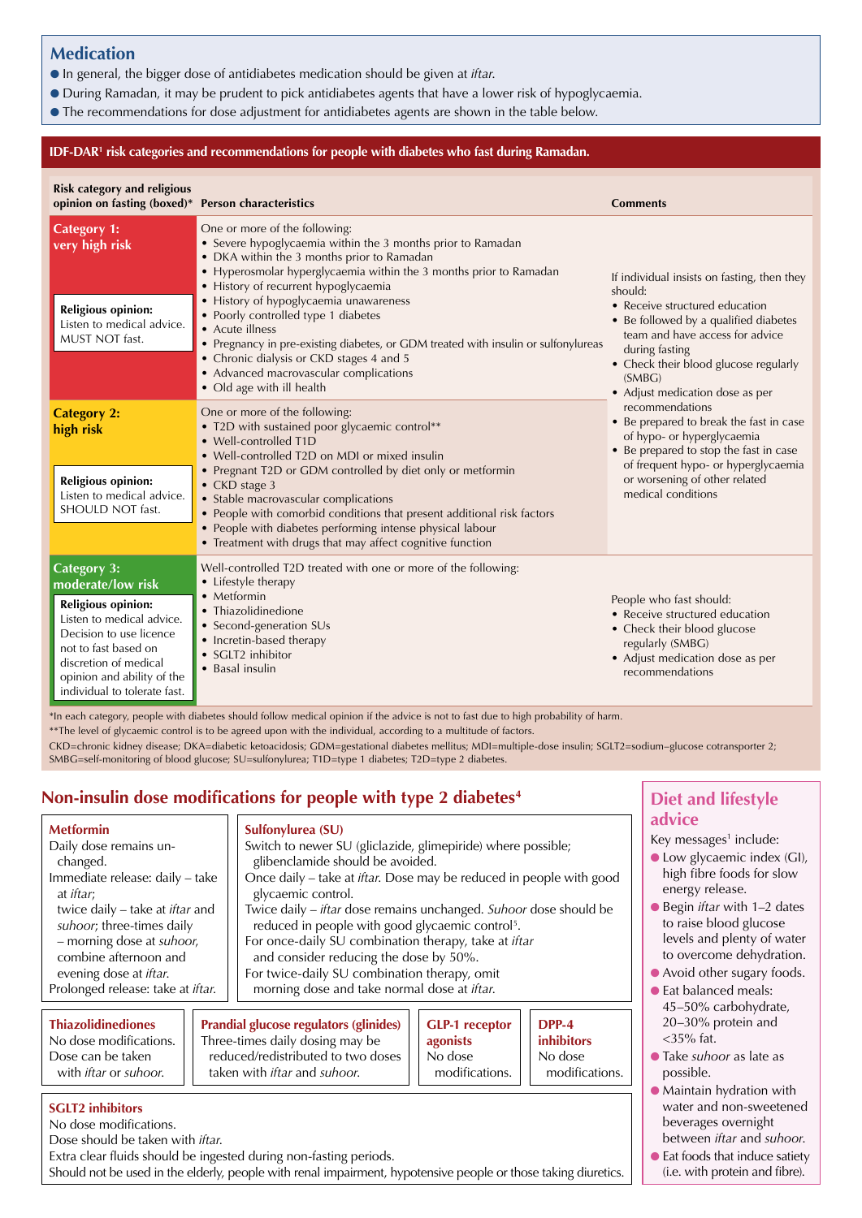## Medication

- In general, the bigger dose of antidiabetes medication should be given at *iftar*.
- During Ramadan, it may be prudent to pick antidiabetes agents that have a lower risk of hypoglycaemia.
- The recommendations for dose adjustment for antidiabetes agents are shown in the table below.

**IDF-DAR[1] risk categories and recommendations for people with diabetes who fast during Ramadan.**

| Risk category and religious opinion on fasting (boxed)* | Person characteristics | Comments |
|---|---|---|
| **Category 1: very high risk**<br><br>**Religious opinion:** Listen to medical advice. MUST NOT fast. | One or more of the following:<br>• Severe hypoglycaemia within the 3 months prior to Ramadan<br>• DKA within the 3 months prior to Ramadan<br>• Hyperosmolar hyperglycaemia within the 3 months prior to Ramadan<br>• History of recurrent hypoglycaemia<br>• History of hypoglycaemia unawareness<br>• Poorly controlled type 1 diabetes<br>• Acute illness<br>• Pregnancy in pre-existing diabetes, or GDM treated with insulin or sulfonylureas<br>• Chronic dialysis or CKD stages 4 and 5<br>• Advanced macrovascular complications<br>• Old age with ill health | If individual insists on fasting, then they should:<br>• Receive structured education<br>• Be followed by a qualified diabetes team and have access for advice during fasting<br>• Check their blood glucose regularly (SMBG)<br>• Adjust medication dose as per recommendations<br>• Be prepared to break the fast in case of hypo- or hyperglycaemia<br>• Be prepared to stop the fast in case of frequent hypo- or hyperglycaemia or worsening of other related medical conditions |
| **Category 2: high risk**<br><br>**Religious opinion:** Listen to medical advice. SHOULD NOT fast. | One or more of the following:<br>• T2D with sustained poor glycaemic control**<br>• Well-controlled T1D<br>• Well-controlled T2D on MDI or mixed insulin<br>• Pregnant T2D or GDM controlled by diet only or metformin<br>• CKD stage 3<br>• Stable macrovascular complications<br>• People with comorbid conditions that present additional risk factors<br>• People with diabetes performing intense physical labour<br>• Treatment with drugs that may affect cognitive function | |
| **Category 3: moderate/low risk**<br><br>**Religious opinion:** Listen to medical advice. Decision to use licence not to fast based on discretion of medical opinion and ability of the individual to tolerate fast. | Well-controlled T2D treated with one or more of the following:<br>• Lifestyle therapy<br>• Metformin<br>• Thiazolidinedione<br>• Second-generation SUs<br>• Incretin-based therapy<br>• SGLT2 inhibitor<br>• Basal insulin | People who fast should:<br>• Receive structured education<br>• Check their blood glucose regularly (SMBG)<br>• Adjust medication dose as per recommendations |

*In each category, people with diabetes should follow medical opinion if the advice is not to fast due to high probability of harm.
**The level of glycaemic control is to be agreed upon with the individual, according to a multitude of factors.
CKD=chronic kidney disease; DKA=diabetic ketoacidosis; GDM=gestational diabetes mellitus; MDI=multiple-dose insulin; SGLT2=sodium–glucose cotransporter 2; SMBG=self-monitoring of blood glucose; SU=sulfonylurea; T1D=type 1 diabetes; T2D=type 2 diabetes.

## Non-insulin dose modifications for people with type 2 diabetes[4]

### Metformin
Daily dose remains unchanged.
Immediate release: daily – take at *iftar*;
twice daily – take at *iftar* and *suhoor*; three-times daily – morning dose at *suhoor*, combine afternoon and evening dose at *iftar*.
Prolonged release: take at *iftar*.

### Sulfonylurea (SU)
Switch to newer SU (gliclazide, glimepiride) where possible; glibenclamide should be avoided.
Once daily – take at *iftar*. Dose may be reduced in people with good glycaemic control.
Twice daily – *iftar* dose remains unchanged. *Suhoor* dose should be reduced in people with good glycaemic control[5].
For once-daily SU combination therapy, take at *iftar* and consider reducing the dose by 50%.
For twice-daily SU combination therapy, omit morning dose and take normal dose at *iftar*.

### Thiazolidinediones
No dose modifications.
Dose can be taken with *iftar* or *suhoor*.

### Prandial glucose regulators (glinides)
Three-times daily dosing may be reduced/redistributed to two doses taken with *iftar* and *suhoor*.

### GLP-1 receptor agonists
No dose modifications.

### DPP-4 inhibitors
No dose modifications.

### SGLT2 inhibitors
No dose modifications.
Dose should be taken with *iftar*.
Extra clear fluids should be ingested during non-fasting periods.
Should not be used in the elderly, people with renal impairment, hypotensive people or those taking diuretics.

## Diet and lifestyle advice

Key messages[1] include:

- Low glycaemic index (GI), high fibre foods for slow energy release.
- Begin *iftar* with 1–2 dates to raise blood glucose levels and plenty of water to overcome dehydration.
- Avoid other sugary foods.
- Eat balanced meals: 45–50% carbohydrate, 20–30% protein and <35% fat.
- Take *suhoor* as late as possible.
- Maintain hydration with water and non-sweetened beverages overnight between *iftar* and *suhoor*.
- Eat foods that induce satiety (i.e. with protein and fibre).